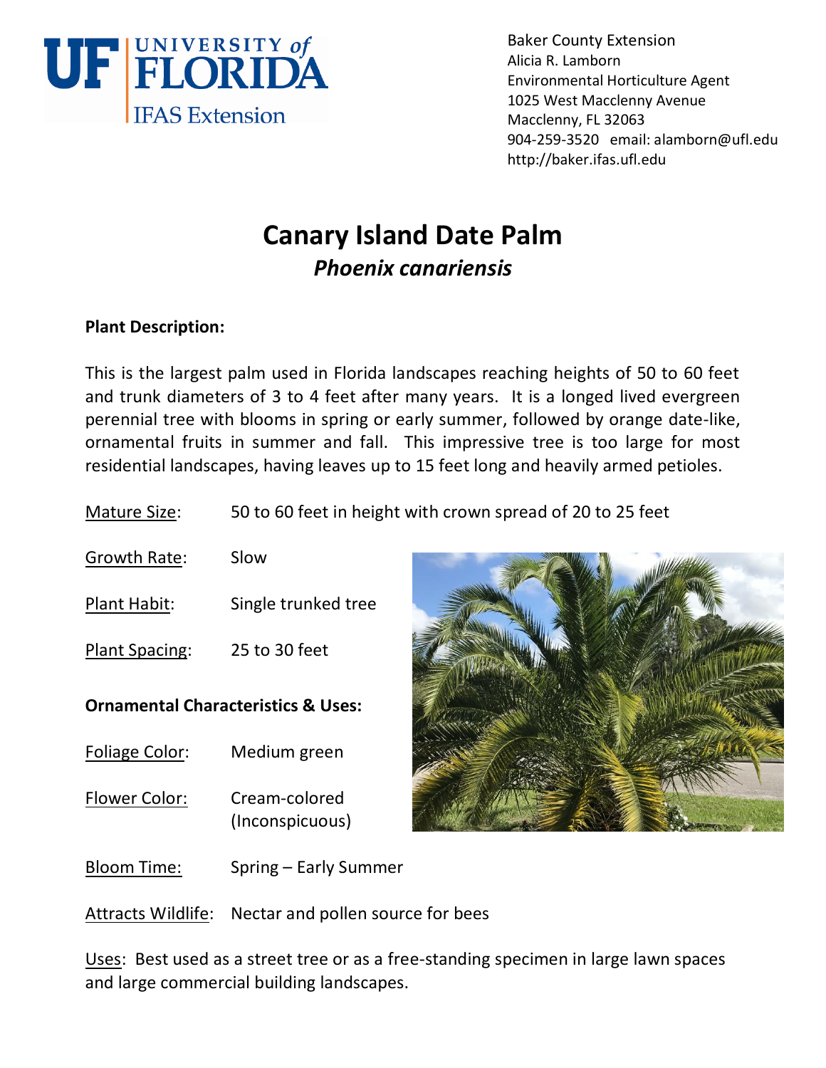Baker County Extension
Alicia R. Lamborn
Environmental Horticulture Agent
1025 West Macclenny Avenue
Macclenny, FL 32063
904-259-3520 email: alamborn@ufl.edu
http://baker.ifas.ufl.edu

# Canary Island Date Palm
## *Phoenix canariensis*

**Plant Description:**

This is the largest palm used in Florida landscapes reaching heights of 50 to 60 feet and trunk diameters of 3 to 4 feet after many years. It is a longed lived evergreen perennial tree with blooms in spring or early summer, followed by orange date-like, ornamental fruits in summer and fall. This impressive tree is too large for most residential landscapes, having leaves up to 15 feet long and heavily armed petioles.

Mature Size: 50 to 60 feet in height with crown spread of 20 to 25 feet

Growth Rate: Slow

Plant Habit: Single trunked tree

Plant Spacing: 25 to 30 feet

**Ornamental Characteristics & Uses:**

Foliage Color: Medium green

Flower Color: Cream-colored (Inconspicuous)

Bloom Time: Spring – Early Summer

Attracts Wildlife: Nectar and pollen source for bees

Uses: Best used as a street tree or as a free-standing specimen in large lawn spaces and large commercial building landscapes.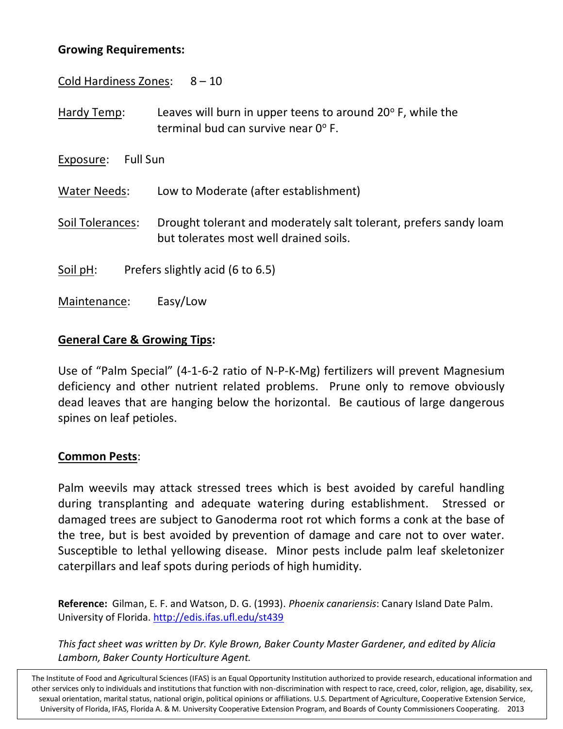**Growing Requirements:**

Cold Hardiness Zones: 8 – 10

Hardy Temp: Leaves will burn in upper teens to around 20° F, while the terminal bud can survive near 0° F.

Exposure: Full Sun

Water Needs: Low to Moderate (after establishment)

Soil Tolerances: Drought tolerant and moderately salt tolerant, prefers sandy loam but tolerates most well drained soils.

Soil pH: Prefers slightly acid (6 to 6.5)

Maintenance: Easy/Low

## General Care & Growing Tips:

Use of "Palm Special" (4-1-6-2 ratio of N-P-K-Mg) fertilizers will prevent Magnesium deficiency and other nutrient related problems. Prune only to remove obviously dead leaves that are hanging below the horizontal. Be cautious of large dangerous spines on leaf petioles.

## Common Pests:

Palm weevils may attack stressed trees which is best avoided by careful handling during transplanting and adequate watering during establishment. Stressed or damaged trees are subject to Ganoderma root rot which forms a conk at the base of the tree, but is best avoided by prevention of damage and care not to over water. Susceptible to lethal yellowing disease. Minor pests include palm leaf skeletonizer caterpillars and leaf spots during periods of high humidity.

**Reference:** Gilman, E. F. and Watson, D. G. (1993). *Phoenix canariensis*: Canary Island Date Palm. University of Florida. http://edis.ifas.ufl.edu/st439

*This fact sheet was written by Dr. Kyle Brown, Baker County Master Gardener, and edited by Alicia Lamborn, Baker County Horticulture Agent.*

The Institute of Food and Agricultural Sciences (IFAS) is an Equal Opportunity Institution authorized to provide research, educational information and other services only to individuals and institutions that function with non-discrimination with respect to race, creed, color, religion, age, disability, sex, sexual orientation, marital status, national origin, political opinions or affiliations. U.S. Department of Agriculture, Cooperative Extension Service, University of Florida, IFAS, Florida A. & M. University Cooperative Extension Program, and Boards of County Commissioners Cooperating. 2013